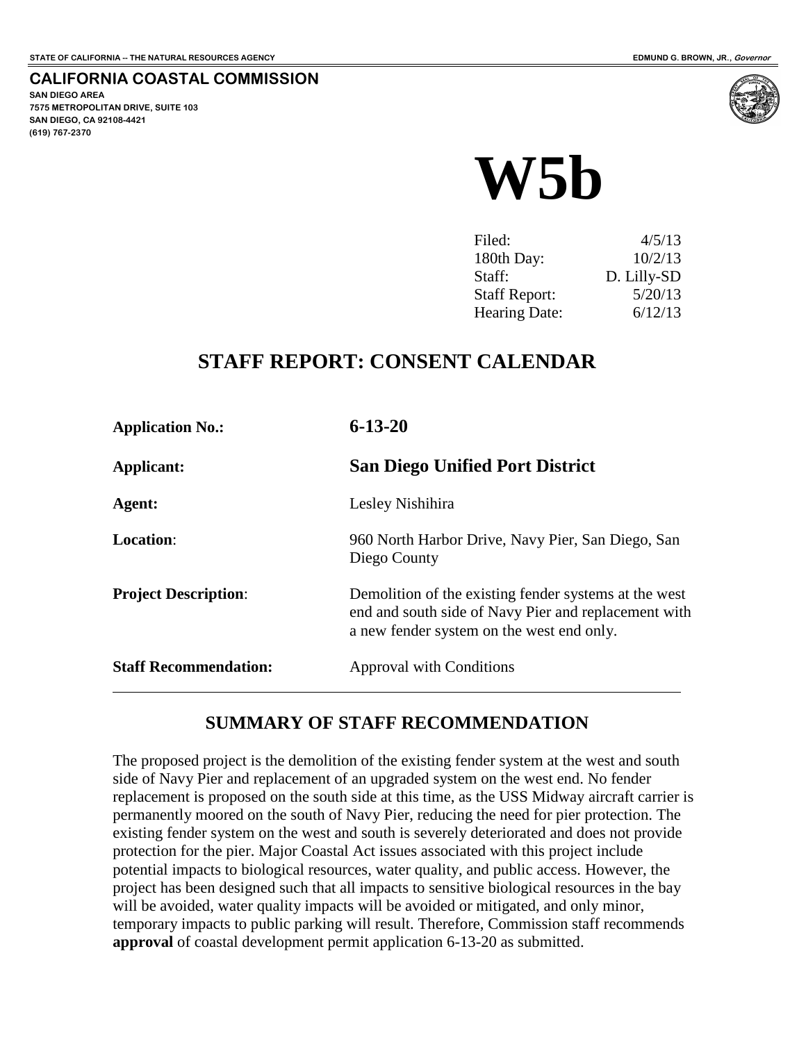STATE OF CALIFORNIA -- THE NATURAL RESOURCES AGENCY

EDMUND G. BROWN, JR., *Governor*

## CALIFORNIA COASTAL COMMISSION

**SAN DIEGO AREA**
**7575 METROPOLITAN DRIVE, SUITE 103**
**SAN DIEGO, CA 92108-4421**
**(619) 767-2370**

# W5b

| | |
|---|---|
| Filed: | 4/5/13 |
| 180th Day: | 10/2/13 |
| Staff: | D. Lilly-SD |
| Staff Report: | 5/20/13 |
| Hearing Date: | 6/12/13 |

## STAFF REPORT: CONSENT CALENDAR

| | |
|---|---|
| **Application No.:** | **6-13-20** |
| **Applicant:** | **San Diego Unified Port District** |
| **Agent:** | Lesley Nishihira |
| **Location**: | 960 North Harbor Drive, Navy Pier, San Diego, San Diego County |
| **Project Description**: | Demolition of the existing fender systems at the west end and south side of Navy Pier and replacement with a new fender system on the west end only. |
| **Staff Recommendation:** | Approval with Conditions |

## SUMMARY OF STAFF RECOMMENDATION

The proposed project is the demolition of the existing fender system at the west and south side of Navy Pier and replacement of an upgraded system on the west end. No fender replacement is proposed on the south side at this time, as the USS Midway aircraft carrier is permanently moored on the south of Navy Pier, reducing the need for pier protection. The existing fender system on the west and south is severely deteriorated and does not provide protection for the pier. Major Coastal Act issues associated with this project include potential impacts to biological resources, water quality, and public access. However, the project has been designed such that all impacts to sensitive biological resources in the bay will be avoided, water quality impacts will be avoided or mitigated, and only minor, temporary impacts to public parking will result. Therefore, Commission staff recommends **approval** of coastal development permit application 6-13-20 as submitted.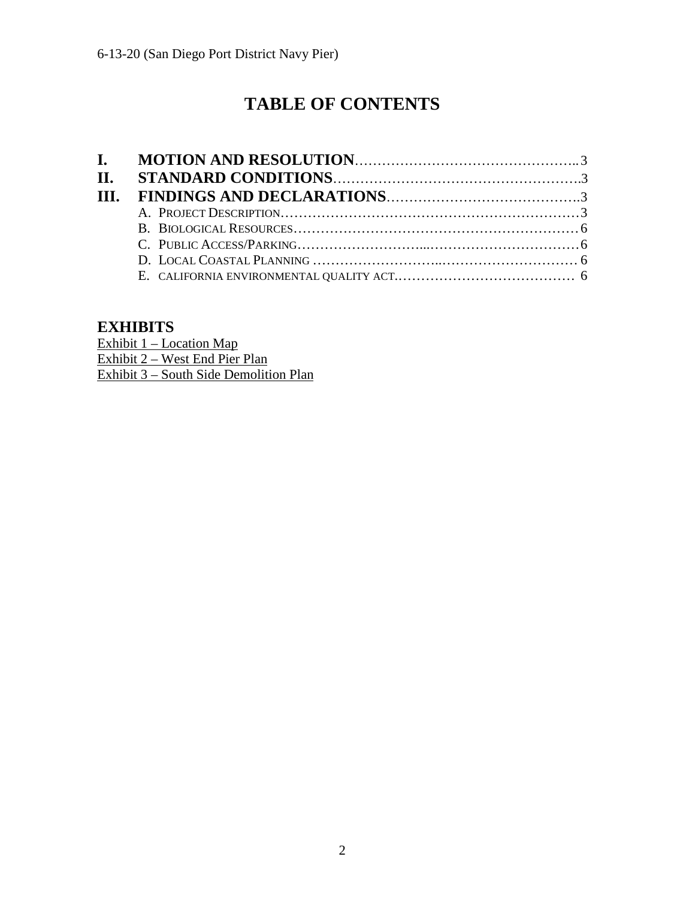# TABLE OF CONTENTS

- **I. MOTION AND RESOLUTION** ........................................ 3
- **II. STANDARD CONDITIONS** ........................................ 3
- **III. FINDINGS AND DECLARATIONS** ........................................ 3
  - A. PROJECT DESCRIPTION ........................................ 3
  - B. BIOLOGICAL RESOURCES ........................................ 6
  - C. PUBLIC ACCESS/PARKING ........................................ 6
  - D. LOCAL COASTAL PLANNING ........................................ 6
  - E. CALIFORNIA ENVIRONMENTAL QUALITY ACT ........................................ 6

## EXHIBITS

Exhibit 1 – Location Map
Exhibit 2 – West End Pier Plan
Exhibit 3 – South Side Demolition Plan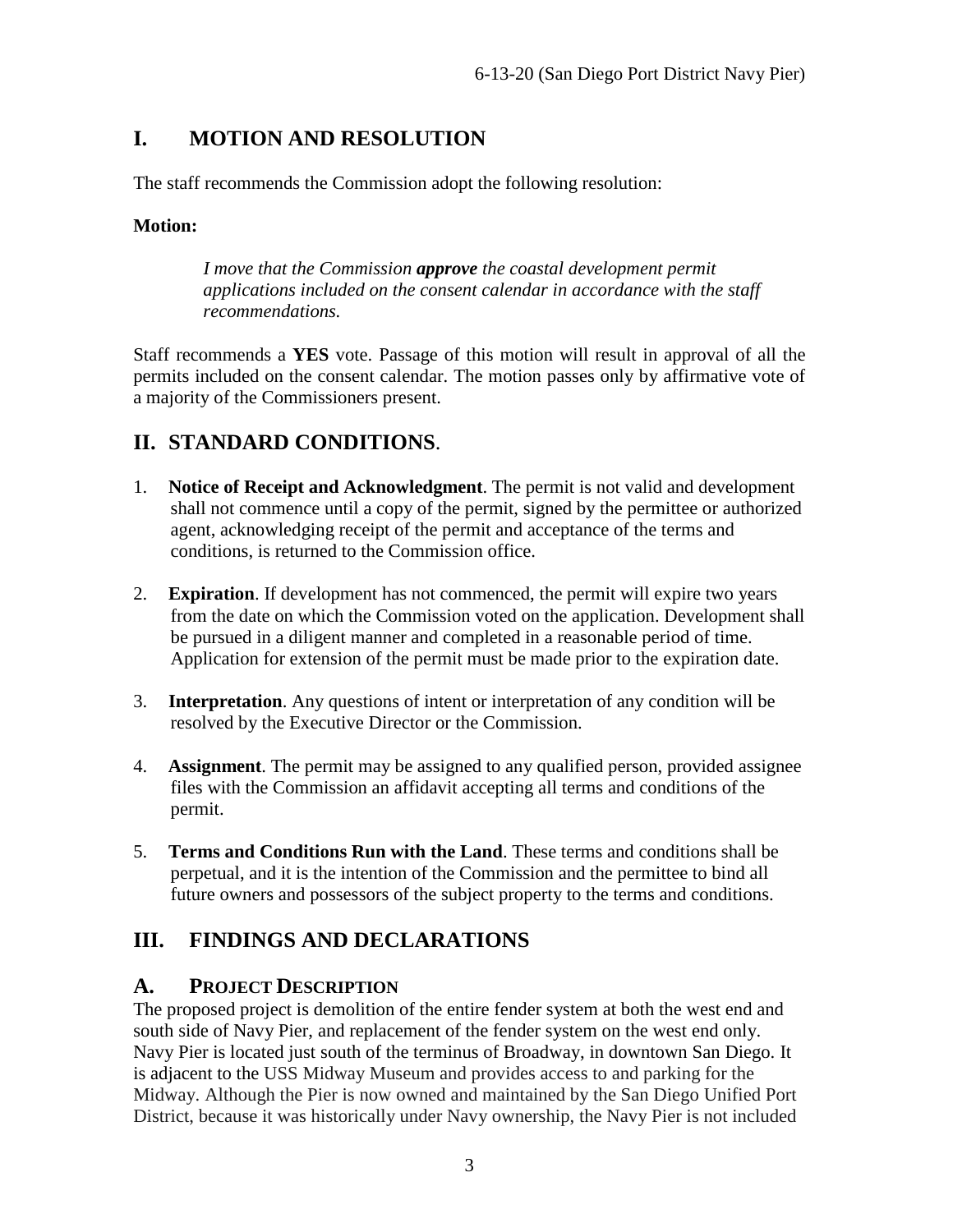## I. MOTION AND RESOLUTION

The staff recommends the Commission adopt the following resolution:

**Motion:**

> *I move that the Commission **approve** the coastal development permit applications included on the consent calendar in accordance with the staff recommendations.*

Staff recommends a **YES** vote. Passage of this motion will result in approval of all the permits included on the consent calendar. The motion passes only by affirmative vote of a majority of the Commissioners present.

## II. STANDARD CONDITIONS.

1. **Notice of Receipt and Acknowledgment**. The permit is not valid and development shall not commence until a copy of the permit, signed by the permittee or authorized agent, acknowledging receipt of the permit and acceptance of the terms and conditions, is returned to the Commission office.

2. **Expiration**. If development has not commenced, the permit will expire two years from the date on which the Commission voted on the application. Development shall be pursued in a diligent manner and completed in a reasonable period of time. Application for extension of the permit must be made prior to the expiration date.

3. **Interpretation**. Any questions of intent or interpretation of any condition will be resolved by the Executive Director or the Commission.

4. **Assignment**. The permit may be assigned to any qualified person, provided assignee files with the Commission an affidavit accepting all terms and conditions of the permit.

5. **Terms and Conditions Run with the Land**. These terms and conditions shall be perpetual, and it is the intention of the Commission and the permittee to bind all future owners and possessors of the subject property to the terms and conditions.

## III. FINDINGS AND DECLARATIONS

### A. PROJECT DESCRIPTION

The proposed project is demolition of the entire fender system at both the west end and south side of Navy Pier, and replacement of the fender system on the west end only. Navy Pier is located just south of the terminus of Broadway, in downtown San Diego. It is adjacent to the USS Midway Museum and provides access to and parking for the Midway. Although the Pier is now owned and maintained by the San Diego Unified Port District, because it was historically under Navy ownership, the Navy Pier is not included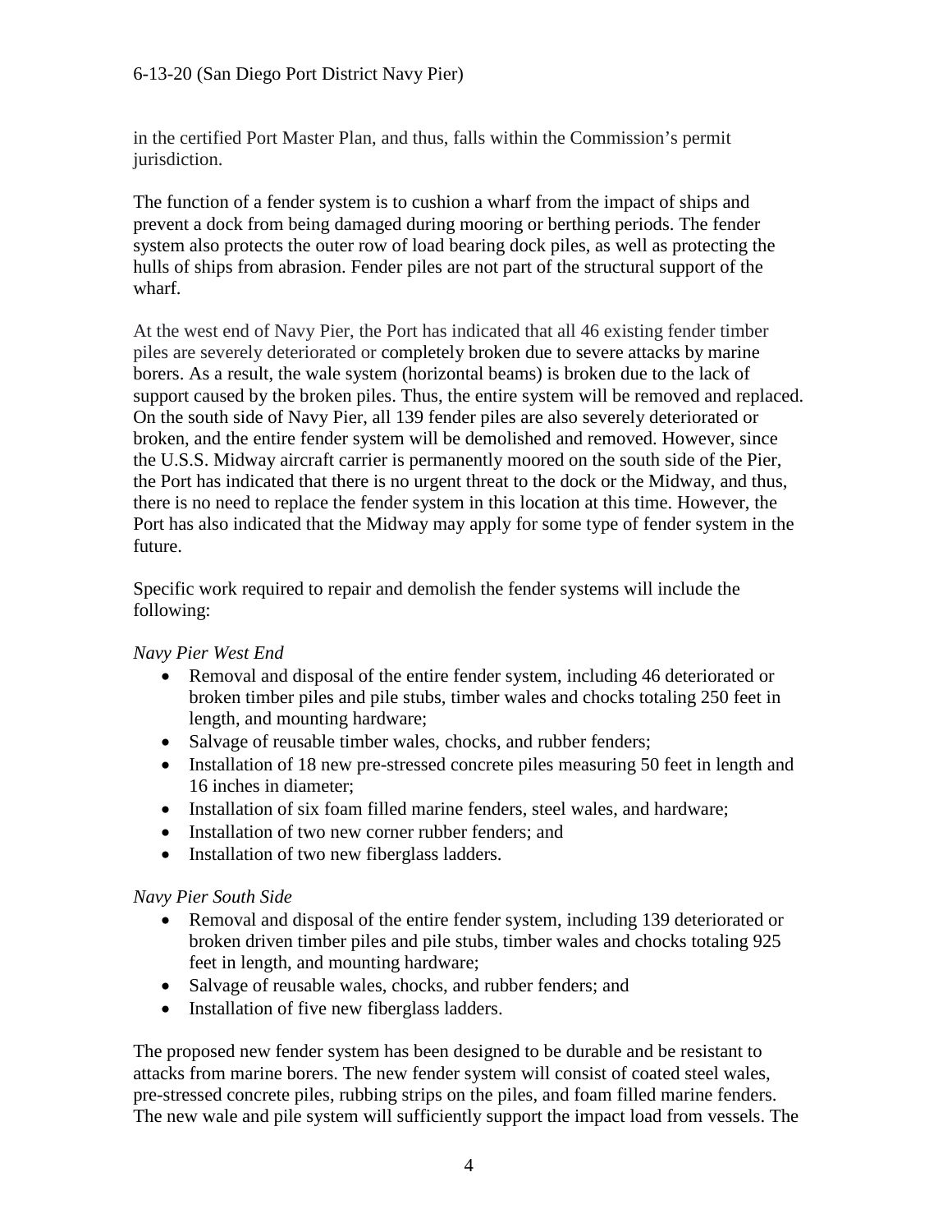in the certified Port Master Plan, and thus, falls within the Commission's permit jurisdiction.

The function of a fender system is to cushion a wharf from the impact of ships and prevent a dock from being damaged during mooring or berthing periods. The fender system also protects the outer row of load bearing dock piles, as well as protecting the hulls of ships from abrasion. Fender piles are not part of the structural support of the wharf.

At the west end of Navy Pier, the Port has indicated that all 46 existing fender timber piles are severely deteriorated or completely broken due to severe attacks by marine borers. As a result, the wale system (horizontal beams) is broken due to the lack of support caused by the broken piles. Thus, the entire system will be removed and replaced. On the south side of Navy Pier, all 139 fender piles are also severely deteriorated or broken, and the entire fender system will be demolished and removed. However, since the U.S.S. Midway aircraft carrier is permanently moored on the south side of the Pier, the Port has indicated that there is no urgent threat to the dock or the Midway, and thus, there is no need to replace the fender system in this location at this time. However, the Port has also indicated that the Midway may apply for some type of fender system in the future.

Specific work required to repair and demolish the fender systems will include the following:

*Navy Pier West End*

- Removal and disposal of the entire fender system, including 46 deteriorated or broken timber piles and pile stubs, timber wales and chocks totaling 250 feet in length, and mounting hardware;
- Salvage of reusable timber wales, chocks, and rubber fenders;
- Installation of 18 new pre-stressed concrete piles measuring 50 feet in length and 16 inches in diameter;
- Installation of six foam filled marine fenders, steel wales, and hardware;
- Installation of two new corner rubber fenders; and
- Installation of two new fiberglass ladders.

*Navy Pier South Side*

- Removal and disposal of the entire fender system, including 139 deteriorated or broken driven timber piles and pile stubs, timber wales and chocks totaling 925 feet in length, and mounting hardware;
- Salvage of reusable wales, chocks, and rubber fenders; and
- Installation of five new fiberglass ladders.

The proposed new fender system has been designed to be durable and be resistant to attacks from marine borers. The new fender system will consist of coated steel wales, pre-stressed concrete piles, rubbing strips on the piles, and foam filled marine fenders. The new wale and pile system will sufficiently support the impact load from vessels. The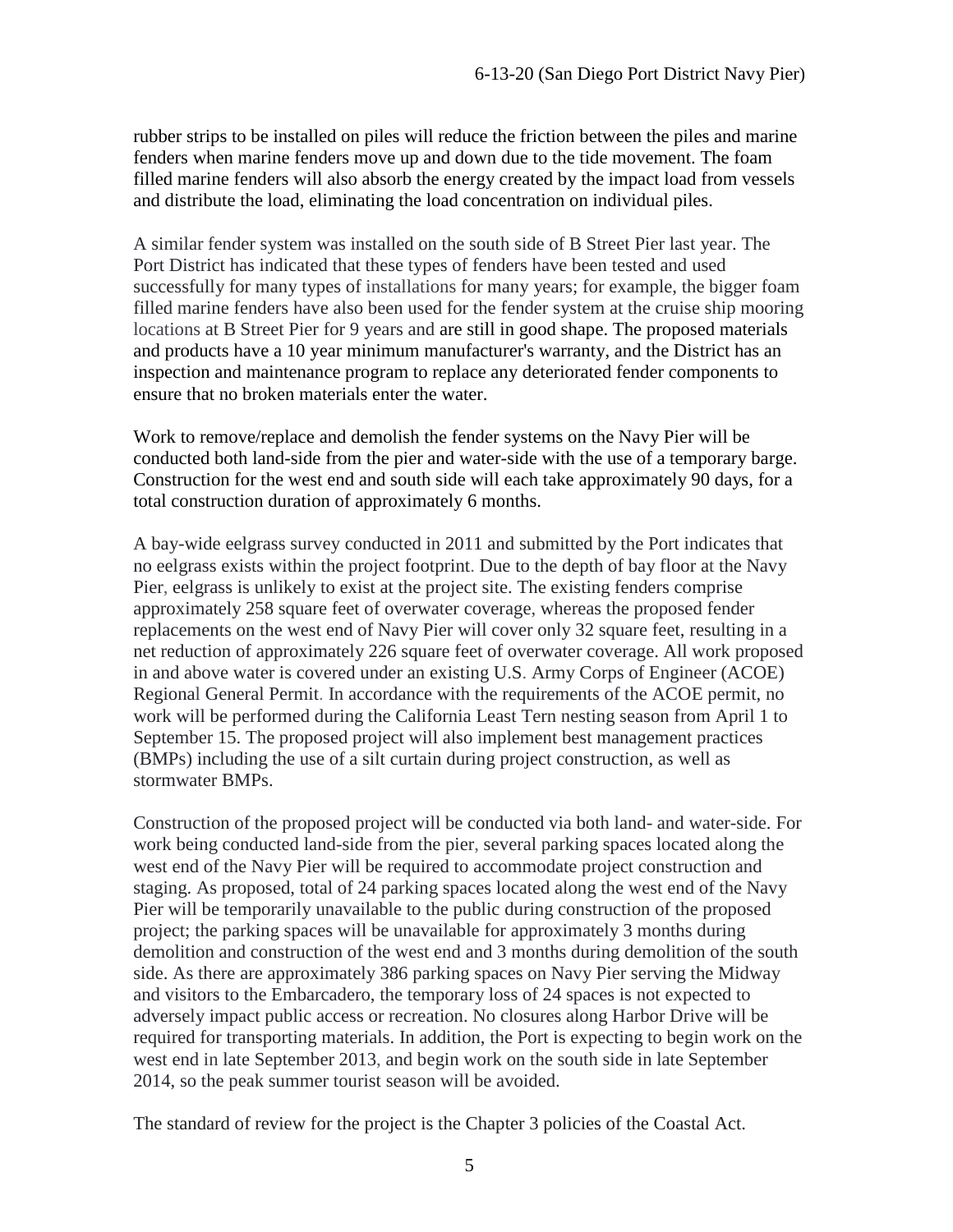rubber strips to be installed on piles will reduce the friction between the piles and marine fenders when marine fenders move up and down due to the tide movement. The foam filled marine fenders will also absorb the energy created by the impact load from vessels and distribute the load, eliminating the load concentration on individual piles.

A similar fender system was installed on the south side of B Street Pier last year. The Port District has indicated that these types of fenders have been tested and used successfully for many types of installations for many years; for example, the bigger foam filled marine fenders have also been used for the fender system at the cruise ship mooring locations at B Street Pier for 9 years and are still in good shape. The proposed materials and products have a 10 year minimum manufacturer's warranty, and the District has an inspection and maintenance program to replace any deteriorated fender components to ensure that no broken materials enter the water.

Work to remove/replace and demolish the fender systems on the Navy Pier will be conducted both land-side from the pier and water-side with the use of a temporary barge. Construction for the west end and south side will each take approximately 90 days, for a total construction duration of approximately 6 months.

A bay-wide eelgrass survey conducted in 2011 and submitted by the Port indicates that no eelgrass exists within the project footprint. Due to the depth of bay floor at the Navy Pier, eelgrass is unlikely to exist at the project site. The existing fenders comprise approximately 258 square feet of overwater coverage, whereas the proposed fender replacements on the west end of Navy Pier will cover only 32 square feet, resulting in a net reduction of approximately 226 square feet of overwater coverage. All work proposed in and above water is covered under an existing U.S. Army Corps of Engineer (ACOE) Regional General Permit. In accordance with the requirements of the ACOE permit, no work will be performed during the California Least Tern nesting season from April 1 to September 15. The proposed project will also implement best management practices (BMPs) including the use of a silt curtain during project construction, as well as stormwater BMPs.

Construction of the proposed project will be conducted via both land- and water-side. For work being conducted land-side from the pier, several parking spaces located along the west end of the Navy Pier will be required to accommodate project construction and staging. As proposed, total of 24 parking spaces located along the west end of the Navy Pier will be temporarily unavailable to the public during construction of the proposed project; the parking spaces will be unavailable for approximately 3 months during demolition and construction of the west end and 3 months during demolition of the south side. As there are approximately 386 parking spaces on Navy Pier serving the Midway and visitors to the Embarcadero, the temporary loss of 24 spaces is not expected to adversely impact public access or recreation. No closures along Harbor Drive will be required for transporting materials. In addition, the Port is expecting to begin work on the west end in late September 2013, and begin work on the south side in late September 2014, so the peak summer tourist season will be avoided.

The standard of review for the project is the Chapter 3 policies of the Coastal Act.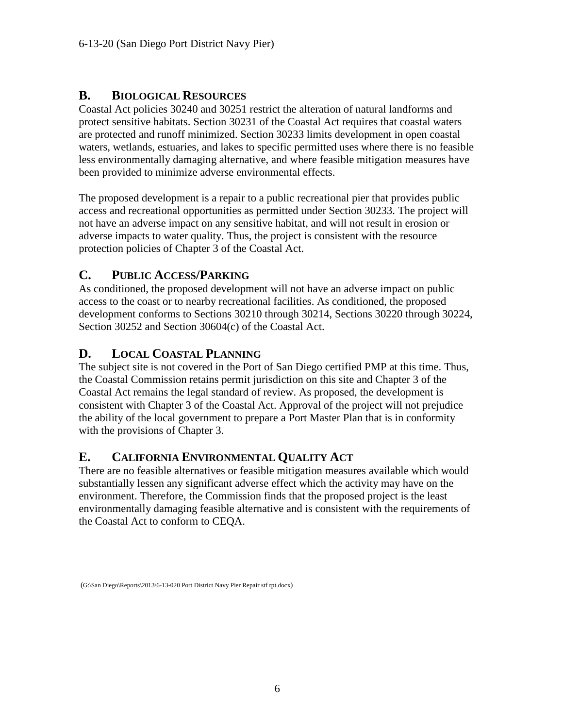## B. BIOLOGICAL RESOURCES

Coastal Act policies 30240 and 30251 restrict the alteration of natural landforms and protect sensitive habitats. Section 30231 of the Coastal Act requires that coastal waters are protected and runoff minimized. Section 30233 limits development in open coastal waters, wetlands, estuaries, and lakes to specific permitted uses where there is no feasible less environmentally damaging alternative, and where feasible mitigation measures have been provided to minimize adverse environmental effects.

The proposed development is a repair to a public recreational pier that provides public access and recreational opportunities as permitted under Section 30233. The project will not have an adverse impact on any sensitive habitat, and will not result in erosion or adverse impacts to water quality. Thus, the project is consistent with the resource protection policies of Chapter 3 of the Coastal Act.

## C. PUBLIC ACCESS/PARKING

As conditioned, the proposed development will not have an adverse impact on public access to the coast or to nearby recreational facilities. As conditioned, the proposed development conforms to Sections 30210 through 30214, Sections 30220 through 30224, Section 30252 and Section 30604(c) of the Coastal Act.

## D. LOCAL COASTAL PLANNING

The subject site is not covered in the Port of San Diego certified PMP at this time. Thus, the Coastal Commission retains permit jurisdiction on this site and Chapter 3 of the Coastal Act remains the legal standard of review. As proposed, the development is consistent with Chapter 3 of the Coastal Act. Approval of the project will not prejudice the ability of the local government to prepare a Port Master Plan that is in conformity with the provisions of Chapter 3.

## E. CALIFORNIA ENVIRONMENTAL QUALITY ACT

There are no feasible alternatives or feasible mitigation measures available which would substantially lessen any significant adverse effect which the activity may have on the environment. Therefore, the Commission finds that the proposed project is the least environmentally damaging feasible alternative and is consistent with the requirements of the Coastal Act to conform to CEQA.

(G:\San Diego\Reports\2013\6-13-020 Port District Navy Pier Repair stf rpt.docx)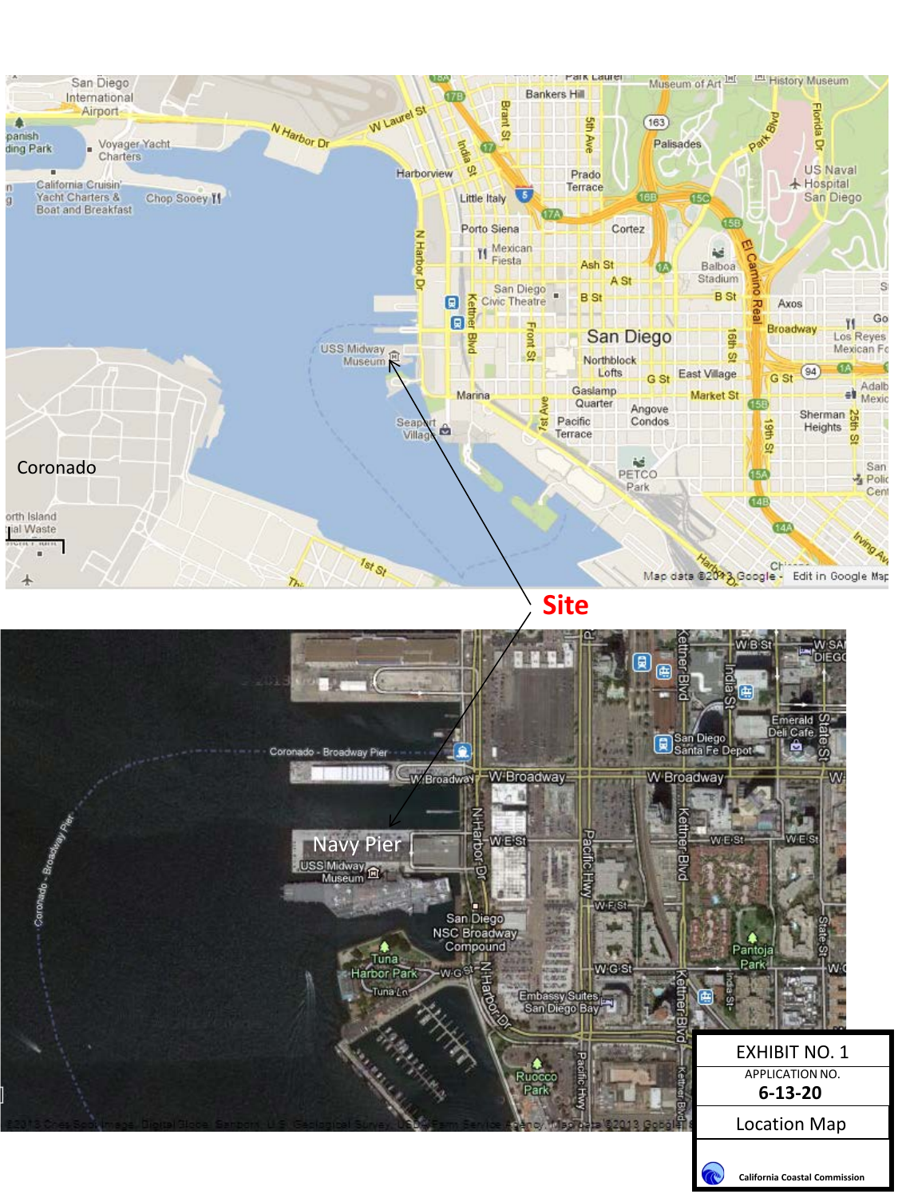Site

Navy Pier

EXHIBIT NO. 1

APPLICATION NO.

**6-13-20**

Location Map

California Coastal Commission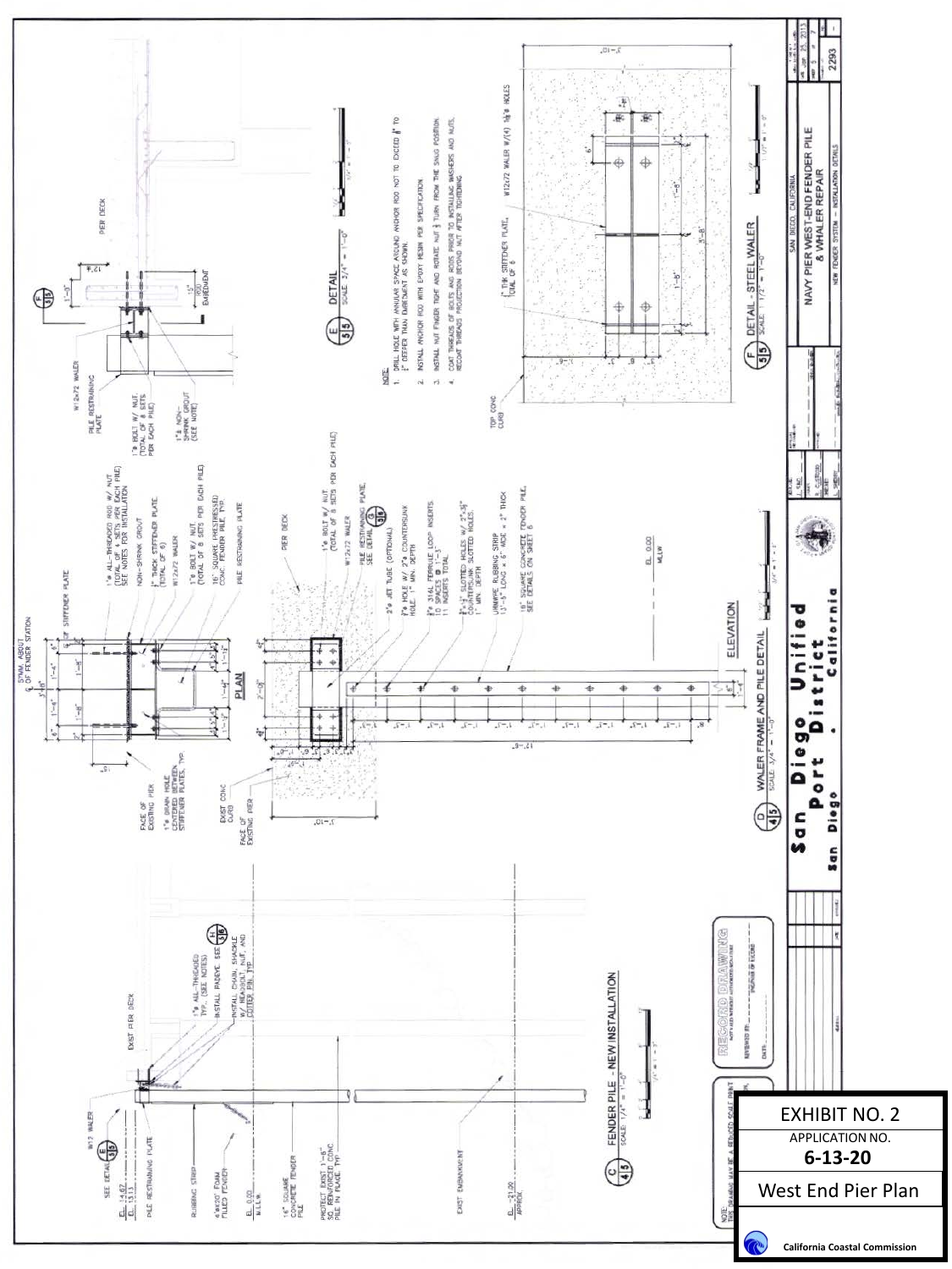# EXHIBIT NO. 2

APPLICATION NO.

**6-13-20**

West End Pier Plan

California Coastal Commission

---

**San Diego Unified Port District**
San Diego • California

NAVY PIER WEST-END FENDER PILE & WHALER REPAIR

NEW FENDER SYSTEM – INSTALLATION DETAILS

SAN DIEGO, CALIFORNIA

2293

---

## C 4|5 FENDER PILE – NEW INSTALLATION
SCALE: 1/4" = 1'-0"

- SEE DETAIL E 5|5
- W12 WALER
- EL 14.67
- EL 13.13
- PILE RESTRAINING PLATE
- RUBBING STRIP
- 4'Ø X 20' FOAM FILLED FENDER
- EL 0.00 M.L.L.W.
- 18" SQUARE CONCRETE FENDER PILE
- PROTECT EXIST 1'-6" SQ. REINFORCED CONC PILE IN PLACE, TYP.
- EXIST EMBANKMENT
- EL -21.00 APPROX.
- EXIST PIER DECK
- 1"Ø ALL-THREADED TYP. (SEE NOTES)
- INSTALL PADEYE. SEE A1 5|6
- INSTALL CHAIN, SHACKLE W/ HEADBOLT, NUT, AND COTTER PIN, TYP.

NOTE: THIS DRAWING MAY BE A REDUCED SCALE PRINT

RECORD DRAWING

## D 4|5 WALER FRAME AND PILE DETAIL
SCALE: 3/4" = 1'-0"

### PLAN

- SYMM. ABOUT ℄ OF FENDER STATION
- STIFFENER PLATE
- 1"Ø ALL-THREADED ROD W/ NUT (TOTAL OF 4 SETS PER EACH PILE) SEE NOTES FOR INSTALLATION
- NON-SHRINK GROUT
- 1" THICK STIFFENER PLATE (TOTAL OF 6)
- W12x72 WALER
- 1"Ø BOLT W/ NUT (TOTAL OF 8 SETS PER EACH PILE)
- 18" SQUARE PRESTRESSED CONC. FENDER PILE, TYP.
- PILE RESTRAINING PLATE
- FACE OF EXISTING PIER
- 1"Ø DRAIN HOLE CENTERED BETWEEN STIFFENER PLATES, TYP.

### ELEVATION

- EXIST CONC CURB
- FACE OF EXISTING PIER
- PIER DECK
- 1"Ø BOLT W/ NUT (TOTAL OF 8 SETS PER EACH PILE)
- W12x72 WALER
- PILE RESTRAINING PLATE. SEE DETAIL G 5|5
- 2"Ø JET TUBE (OPTIONAL)
- 1"Ø HOLE W/ 2"Ø COUNTERSUNK HOLE 1" MIN. DEPTH
- 1"Ø 316L FERRULE LOOP INSERTS. 10 SPACES @ 1'-5" 11 INSERTS TOTAL
- 1"x2" SLOTTED HOLES W/ 2"x3" COUNTERSUNK SLOTTED HOLES, 1" MIN. DEPTH
- UHMWPE RUBBING STRIP 13'-5" LONG x 6" WIDE x 2" THICK
- 18" SQUARE CONCRETE FENDER PILE. SEE DETAILS ON SHEET 6
- EL 0.00 MLLW

## E 5|5 DETAIL
SCALE: 3/4" = 1'-0"

- W12x72 WALER
- PILE RESTRAINING PLATE
- 1"Ø BOLT W/ NUT (TOTAL OF 8 SETS PER EACH PILE)
- 1"Ø NON-SHRINK GROUT (SEE NOTE)
- 15" EMBEDMENT
- PIER DECK

NOTE:
1. DRILL HOLE WITH ANNULAR SPACE AROUND ANCHOR ROD NOT TO EXCEED ⅛" TO ⅛" DEEPER THAN EMBEDMENT AS SHOWN.
2. INSTALL ANCHOR ROD WITH EPOXY RESIN PER SPECIFICATION.
3. INSTALL NUT FINGER TIGHT AND ROTATE NUT ⅛ TURN FROM THE SNUG POSITION.
4. COAT THREADS OF BOLTS AND RODS PRIOR TO INSTALLING WASHERS AND NUTS. RECOAT THREADS PROJECTION BEYOND NUT AFTER TIGHTENING.

## F 5|5 DETAIL - STEEL WALER
SCALE: 1/2" = 1'-0"

- TOP CONC CURB
- 1" THK STIFFENER PLATE, TOTAL OF 6
- W12x72 WALER W/(4) 1⅛"Ø HOLES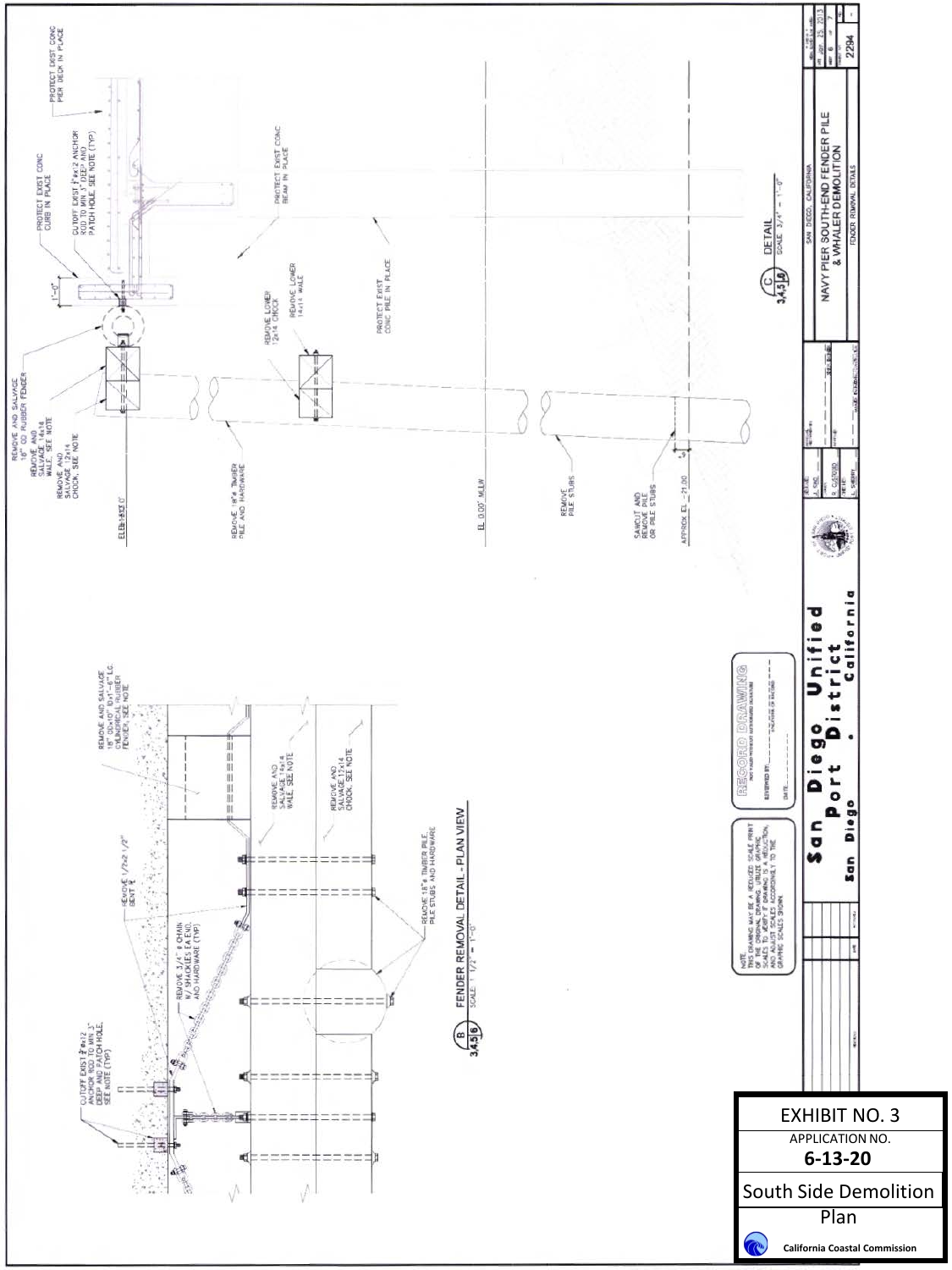REMOVE AND SALVAGE 18" OD RUBBER FENDER

REMOVE AND SALVAGE 14x14 WALE, SEE NOTE

REMOVE AND SALVAGE 12x14 CHOCK, SEE NOTE

CUTOFF EXIST 1"ø x12 ANCHOR ROD TO MIN 1" DEEP AND PATCH HOLE, SEE NOTE (TYP)

PROTECT EXIST CONC CURB IN PLACE

PROTECT EXIST CONC PIER DECK IN PLACE

PROTECT EXIST CONC BEAM IN PLACE

REMOVE LOWER 12x14 CHOCK

REMOVE LOWER 14x14 WALE

PROTECT EXIST CONC PILE IN PLACE

REMOVE 18"ø TIMBER PILE AND HARDWARE

EL 0.00' MLLW

REMOVE PILE STUBS

SAWCUT AND REMOVE PILE OR PILE STUBS

APPROX EL -21.00

DETAIL C (3,4,5,6)
SCALE 3/4" = 1'-0"

REMOVE AND SALVAGE 18" OD x 10" ID x 1'-6" LG CYLINDRICAL RUBBER FENDER, SEE NOTE

REMOVE 1/2x2 1/2" BENT ℄

REMOVE AND SALVAGE 14x14 WALE, SEE NOTE

REMOVE AND SALVAGE 12x14 CHOCK, SEE NOTE

REMOVE 3/4" ø CHAIN W/ SHACKLES EA END AND HARDWARE (TYP)

CUTOFF EXIST 1"ø x12 ANCHOR ROD TO MIN 3" DEEP AND PATCH HOLE, SEE NOTE (TYP)

REMOVE 18"ø TIMBER PILE, PILE STUBS AND HARDWARE

FENDER REMOVAL DETAIL - PLAN VIEW B (3,4,5,6)
SCALE 1 1/2" = 1'-0"

NOTE:
THIS DRAWING MAY BE A REDUCED SCALE PRINT OF THE ORIGINAL DRAWING. UTILIZE GRAPHIC SCALES TO VERIFY. IF DRAWING IS A REDUCTION, AND ADJUST SCALES ACCORDINGLY TO THE GRAPHIC SCALES SHOWN.

RECORD DRAWING
REVIEWED BY:
DATE:

San Diego Unified Port District
San Diego • California

SAN DIEGO, CALIFORNIA
NAVY PIER SOUTH-END FENDER PILE & WHALER DEMOLITION
FENDER REMOVAL DETAILS

JAN 25, 2013

2284

EXHIBIT NO. 3
APPLICATION NO.
**6-13-20**
South Side Demolition Plan
California Coastal Commission